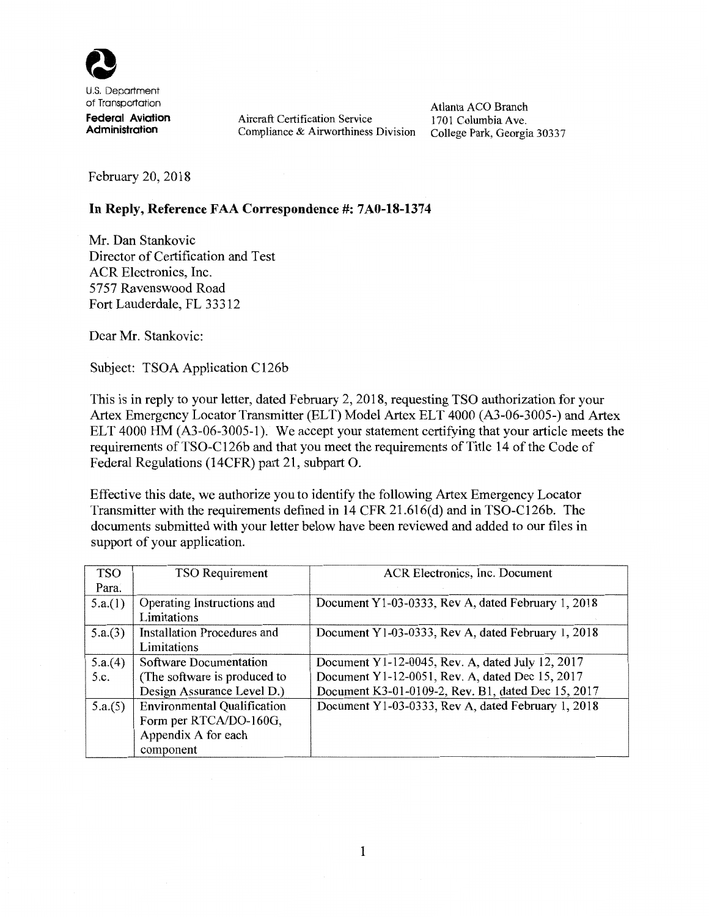U.S. Department of Transportation
**Federal Aviation Administration**

Aircraft Certification Service
Compliance & Airworthiness Division

Atlanta ACO Branch
1701 Columbia Ave.
College Park, Georgia 30337

February 20, 2018

**In Reply, Reference FAA Correspondence #: 7A0-18-1374**

Mr. Dan Stankovic
Director of Certification and Test
ACR Electronics, Inc.
5757 Ravenswood Road
Fort Lauderdale, FL 33312

Dear Mr. Stankovic:

Subject: TSOA Application C126b

This is in reply to your letter, dated February 2, 2018, requesting TSO authorization for your Artex Emergency Locator Transmitter (ELT) Model Artex ELT 4000 (A3-06-3005-) and Artex ELT 4000 HM (A3-06-3005-1). We accept your statement certifying that your article meets the requirements of TSO-C126b and that you meet the requirements of Title 14 of the Code of Federal Regulations (14CFR) part 21, subpart O.

Effective this date, we authorize you to identify the following Artex Emergency Locator Transmitter with the requirements defined in 14 CFR 21.616(d) and in TSO-C126b. The documents submitted with your letter below have been reviewed and added to our files in support of your application.

| TSO Para. | TSO Requirement | ACR Electronics, Inc. Document |
|---|---|---|
| 5.a.(1) | Operating Instructions and Limitations | Document Y1-03-0333, Rev A, dated February 1, 2018 |
| 5.a.(3) | Installation Procedures and Limitations | Document Y1-03-0333, Rev A, dated February 1, 2018 |
| 5.a.(4) 5.c. | Software Documentation (The software is produced to Design Assurance Level D.) | Document Y1-12-0045, Rev. A, dated July 12, 2017<br>Document Y1-12-0051, Rev. A, dated Dec 15, 2017<br>Document K3-01-0109-2, Rev. B1, dated Dec 15, 2017 |
| 5.a.(5) | Environmental Qualification Form per RTCA/DO-160G, Appendix A for each component | Document Y1-03-0333, Rev A, dated February 1, 2018 |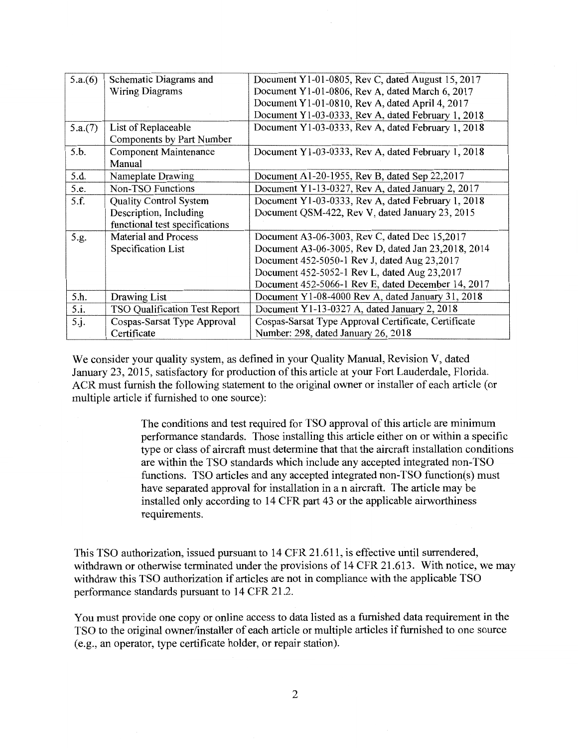| | | |
|---|---|---|
| 5.a.(6) | Schematic Diagrams and Wiring Diagrams | Document Y1-01-0805, Rev C, dated August 15, 2017<br>Document Y1-01-0806, Rev A, dated March 6, 2017<br>Document Y1-01-0810, Rev A, dated April 4, 2017<br>Document Y1-03-0333, Rev A, dated February 1, 2018 |
| 5.a.(7) | List of Replaceable Components by Part Number | Document Y1-03-0333, Rev A, dated February 1, 2018 |
| 5.b. | Component Maintenance Manual | Document Y1-03-0333, Rev A, dated February 1, 2018 |
| 5.d. | Nameplate Drawing | Document A1-20-1955, Rev B, dated Sep 22,2017 |
| 5.e. | Non-TSO Functions | Document Y1-13-0327, Rev A, dated January 2, 2017 |
| 5.f. | Quality Control System Description, Including functional test specifications | Document Y1-03-0333, Rev A, dated February 1, 2018<br>Document QSM-422, Rev V, dated January 23, 2015 |
| 5.g. | Material and Process Specification List | Document A3-06-3003, Rev C, dated Dec 15,2017<br>Document A3-06-3005, Rev D, dated Jan 23,2018, 2014<br>Document 452-5050-1 Rev J, dated Aug 23,2017<br>Document 452-5052-1 Rev L, dated Aug 23,2017<br>Document 452-5066-1 Rev E, dated December 14, 2017 |
| 5.h. | Drawing List | Document Y1-08-4000 Rev A, dated January 31, 2018 |
| 5.i. | TSO Qualification Test Report | Document Y1-13-0327 A, dated January 2, 2018 |
| 5.j. | Cospas-Sarsat Type Approval Certificate | Cospas-Sarsat Type Approval Certificate, Certificate Number: 298, dated January 26, 2018 |

We consider your quality system, as defined in your Quality Manual, Revision V, dated January 23, 2015, satisfactory for production of this article at your Fort Lauderdale, Florida. ACR must furnish the following statement to the original owner or installer of each article (or multiple article if furnished to one source):

> The conditions and test required for TSO approval of this article are minimum performance standards. Those installing this article either on or within a specific type or class of aircraft must determine that that the aircraft installation conditions are within the TSO standards which include any accepted integrated non-TSO functions. TSO articles and any accepted integrated non-TSO function(s) must have separated approval for installation in a n aircraft. The article may be installed only according to 14 CFR part 43 or the applicable airworthiness requirements.

This TSO authorization, issued pursuant to 14 CFR 21.611, is effective until surrendered, withdrawn or otherwise terminated under the provisions of 14 CFR 21.613. With notice, we may withdraw this TSO authorization if articles are not in compliance with the applicable TSO performance standards pursuant to 14 CFR 21.2.

You must provide one copy or online access to data listed as a furnished data requirement in the TSO to the original owner/installer of each article or multiple articles if furnished to one source (e.g., an operator, type certificate holder, or repair station).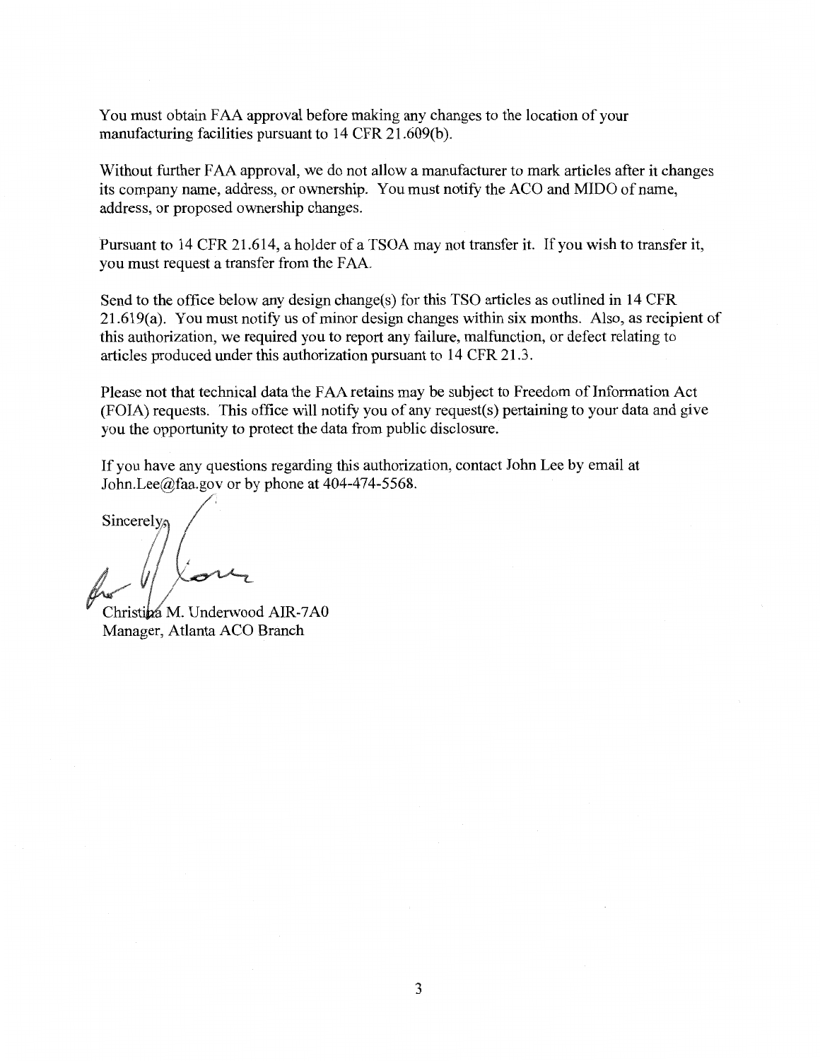You must obtain FAA approval before making any changes to the location of your manufacturing facilities pursuant to 14 CFR 21.609(b).

Without further FAA approval, we do not allow a manufacturer to mark articles after it changes its company name, address, or ownership. You must notify the ACO and MIDO of name, address, or proposed ownership changes.

Pursuant to 14 CFR 21.614, a holder of a TSOA may not transfer it. If you wish to transfer it, you must request a transfer from the FAA.

Send to the office below any design change(s) for this TSO articles as outlined in 14 CFR 21.619(a). You must notify us of minor design changes within six months. Also, as recipient of this authorization, we required you to report any failure, malfunction, or defect relating to articles produced under this authorization pursuant to 14 CFR 21.3.

Please not that technical data the FAA retains may be subject to Freedom of Information Act (FOIA) requests. This office will notify you of any request(s) pertaining to your data and give you the opportunity to protect the data from public disclosure.

If you have any questions regarding this authorization, contact John Lee by email at John.Lee@faa.gov or by phone at 404-474-5568.

Sincerely,

Christina M. Underwood AIR-7A0
Manager, Atlanta ACO Branch